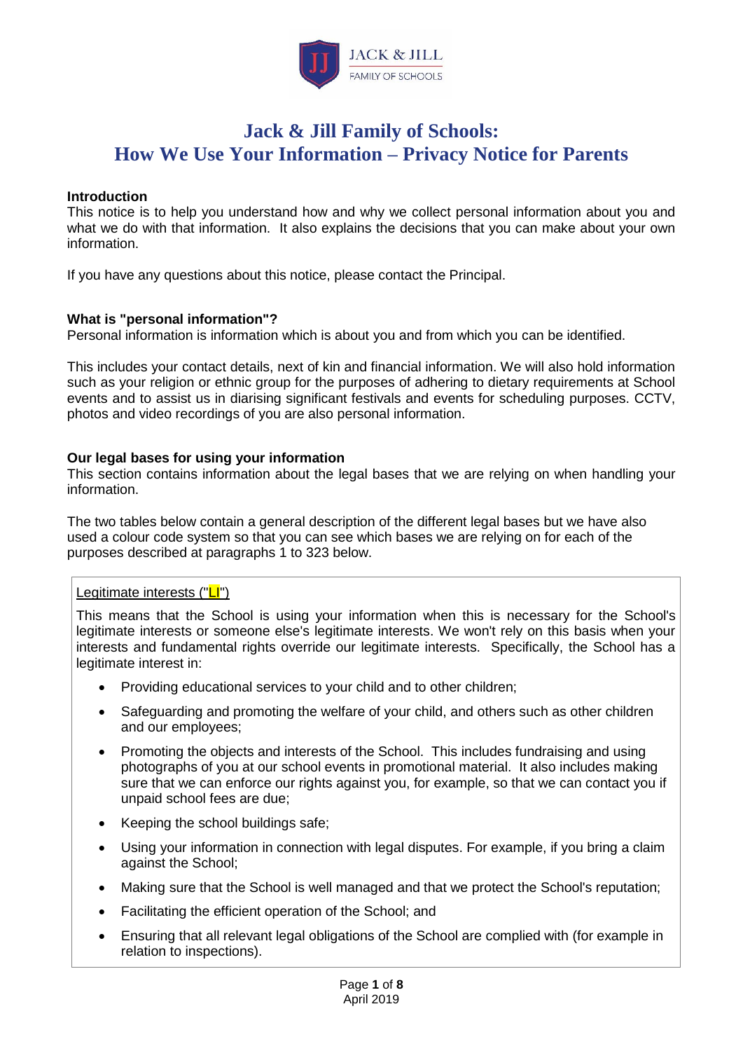JACK & JILL
FAMILY OF SCHOOLS

# Jack & Jill Family of Schools:
# How We Use Your Information – Privacy Notice for Parents

**Introduction**

This notice is to help you understand how and why we collect personal information about you and what we do with that information. It also explains the decisions that you can make about your own information.

If you have any questions about this notice, please contact the Principal.

**What is "personal information"?**

Personal information is information which is about you and from which you can be identified.

This includes your contact details, next of kin and financial information. We will also hold information such as your religion or ethnic group for the purposes of adhering to dietary requirements at School events and to assist us in diarising significant festivals and events for scheduling purposes. CCTV, photos and video recordings of you are also personal information.

**Our legal bases for using your information**

This section contains information about the legal bases that we are relying on when handling your information.

The two tables below contain a general description of the different legal bases but we have also used a colour code system so that you can see which bases we are relying on for each of the purposes described at paragraphs 1 to 323 below.

Legitimate interests ("LI")

This means that the School is using your information when this is necessary for the School's legitimate interests or someone else's legitimate interests. We won't rely on this basis when your interests and fundamental rights override our legitimate interests. Specifically, the School has a legitimate interest in:

- Providing educational services to your child and to other children;
- Safeguarding and promoting the welfare of your child, and others such as other children and our employees;
- Promoting the objects and interests of the School. This includes fundraising and using photographs of you at our school events in promotional material. It also includes making sure that we can enforce our rights against you, for example, so that we can contact you if unpaid school fees are due;
- Keeping the school buildings safe;
- Using your information in connection with legal disputes. For example, if you bring a claim against the School;
- Making sure that the School is well managed and that we protect the School's reputation;
- Facilitating the efficient operation of the School; and
- Ensuring that all relevant legal obligations of the School are complied with (for example in relation to inspections).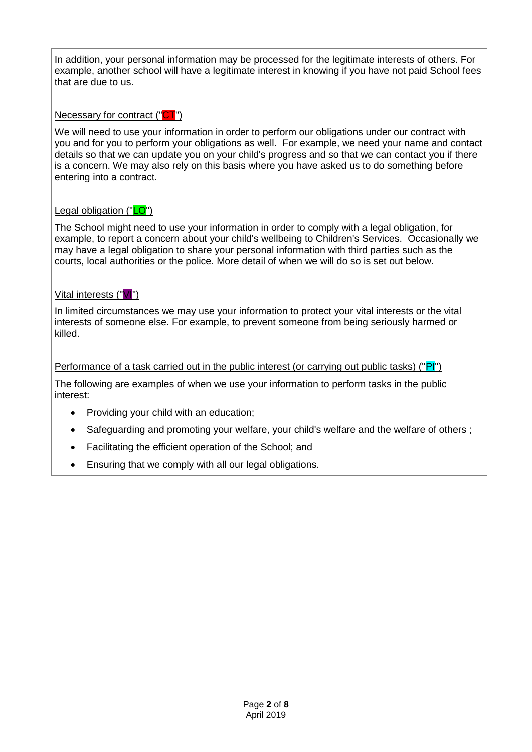In addition, your personal information may be processed for the legitimate interests of others. For example, another school will have a legitimate interest in knowing if you have not paid School fees that are due to us.

Necessary for contract ("CT")

We will need to use your information in order to perform our obligations under our contract with you and for you to perform your obligations as well. For example, we need your name and contact details so that we can update you on your child's progress and so that we can contact you if there is a concern. We may also rely on this basis where you have asked us to do something before entering into a contract.

Legal obligation ("LO")

The School might need to use your information in order to comply with a legal obligation, for example, to report a concern about your child's wellbeing to Children's Services. Occasionally we may have a legal obligation to share your personal information with third parties such as the courts, local authorities or the police. More detail of when we will do so is set out below.

Vital interests ("VI")

In limited circumstances we may use your information to protect your vital interests or the vital interests of someone else. For example, to prevent someone from being seriously harmed or killed.

Performance of a task carried out in the public interest (or carrying out public tasks) ("PI")

The following are examples of when we use your information to perform tasks in the public interest:

- Providing your child with an education;
- Safeguarding and promoting your welfare, your child's welfare and the welfare of others ;
- Facilitating the efficient operation of the School; and
- Ensuring that we comply with all our legal obligations.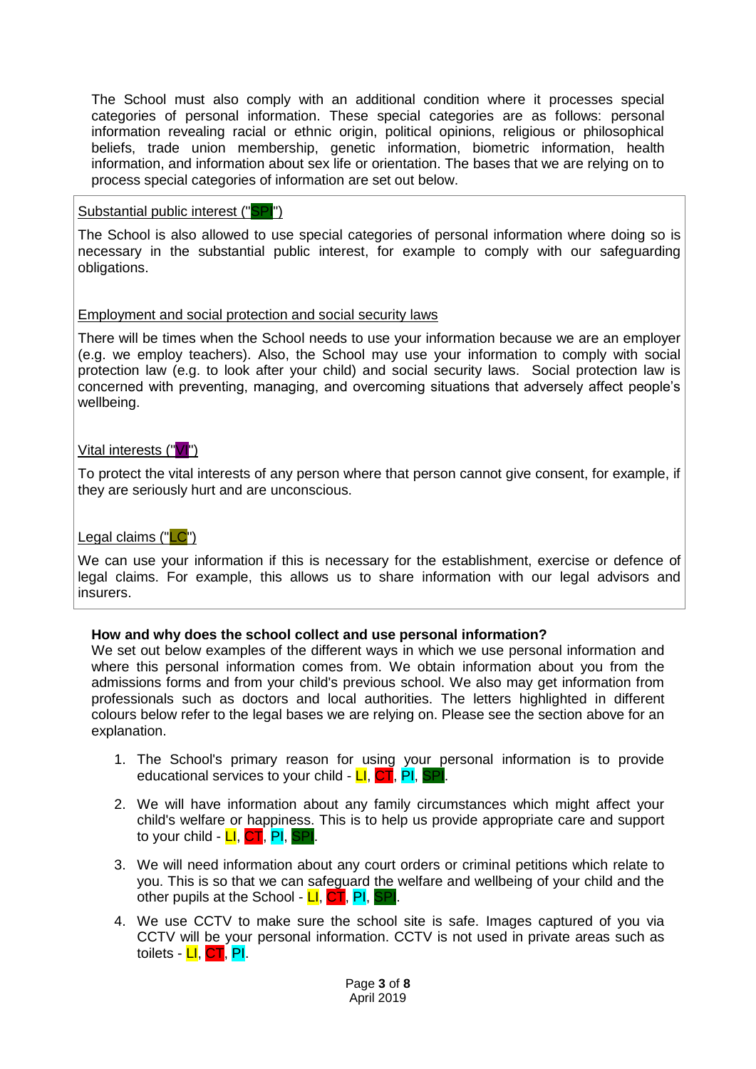The School must also comply with an additional condition where it processes special categories of personal information. These special categories are as follows: personal information revealing racial or ethnic origin, political opinions, religious or philosophical beliefs, trade union membership, genetic information, biometric information, health information, and information about sex life or orientation. The bases that we are relying on to process special categories of information are set out below.

Substantial public interest ("SPI")

The School is also allowed to use special categories of personal information where doing so is necessary in the substantial public interest, for example to comply with our safeguarding obligations.

Employment and social protection and social security laws

There will be times when the School needs to use your information because we are an employer (e.g. we employ teachers). Also, the School may use your information to comply with social protection law (e.g. to look after your child) and social security laws. Social protection law is concerned with preventing, managing, and overcoming situations that adversely affect people's wellbeing.

Vital interests ("VI")

To protect the vital interests of any person where that person cannot give consent, for example, if they are seriously hurt and are unconscious.

Legal claims ("LC")

We can use your information if this is necessary for the establishment, exercise or defence of legal claims. For example, this allows us to share information with our legal advisors and insurers.

**How and why does the school collect and use personal information?**

We set out below examples of the different ways in which we use personal information and where this personal information comes from. We obtain information about you from the admissions forms and from your child's previous school. We also may get information from professionals such as doctors and local authorities. The letters highlighted in different colours below refer to the legal bases we are relying on. Please see the section above for an explanation.

1. The School's primary reason for using your personal information is to provide educational services to your child - LI, CT, PI, SPI.

2. We will have information about any family circumstances which might affect your child's welfare or happiness. This is to help us provide appropriate care and support to your child - LI, CT, PI, SPI.

3. We will need information about any court orders or criminal petitions which relate to you. This is so that we can safeguard the welfare and wellbeing of your child and the other pupils at the School - LI, CT, PI, SPI.

4. We use CCTV to make sure the school site is safe. Images captured of you via CCTV will be your personal information. CCTV is not used in private areas such as toilets - LI, CT, PI.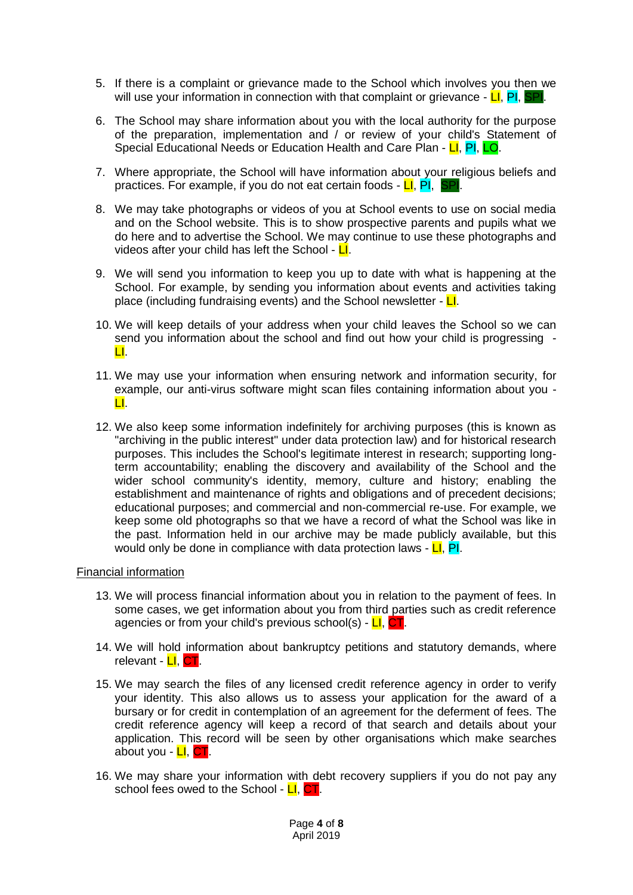5. If there is a complaint or grievance made to the School which involves you then we will use your information in connection with that complaint or grievance - LI, PI, SPI.

6. The School may share information about you with the local authority for the purpose of the preparation, implementation and / or review of your child's Statement of Special Educational Needs or Education Health and Care Plan - LI, PI, LO.

7. Where appropriate, the School will have information about your religious beliefs and practices. For example, if you do not eat certain foods - LI, PI, SPI.

8. We may take photographs or videos of you at School events to use on social media and on the School website. This is to show prospective parents and pupils what we do here and to advertise the School. We may continue to use these photographs and videos after your child has left the School - LI.

9. We will send you information to keep you up to date with what is happening at the School. For example, by sending you information about events and activities taking place (including fundraising events) and the School newsletter - LI.

10. We will keep details of your address when your child leaves the School so we can send you information about the school and find out how your child is progressing - LI.

11. We may use your information when ensuring network and information security, for example, our anti-virus software might scan files containing information about you - LI.

12. We also keep some information indefinitely for archiving purposes (this is known as "archiving in the public interest" under data protection law) and for historical research purposes. This includes the School's legitimate interest in research; supporting long-term accountability; enabling the discovery and availability of the School and the wider school community's identity, memory, culture and history; enabling the establishment and maintenance of rights and obligations and of precedent decisions; educational purposes; and commercial and non-commercial re-use. For example, we keep some old photographs so that we have a record of what the School was like in the past. Information held in our archive may be made publicly available, but this would only be done in compliance with data protection laws - LI, PI.

Financial information

13. We will process financial information about you in relation to the payment of fees. In some cases, we get information about you from third parties such as credit reference agencies or from your child's previous school(s) - LI, CT.

14. We will hold information about bankruptcy petitions and statutory demands, where relevant - LI, CT.

15. We may search the files of any licensed credit reference agency in order to verify your identity. This also allows us to assess your application for the award of a bursary or for credit in contemplation of an agreement for the deferment of fees. The credit reference agency will keep a record of that search and details about your application. This record will be seen by other organisations which make searches about you - LI, CT.

16. We may share your information with debt recovery suppliers if you do not pay any school fees owed to the School - LI, CT.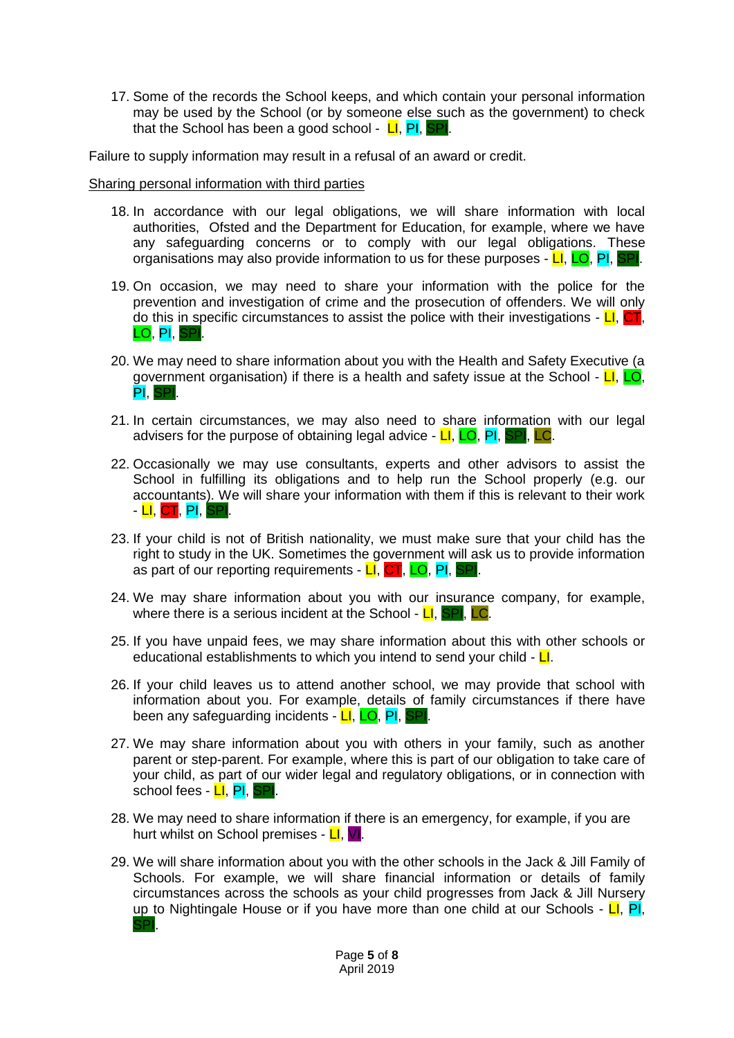17. Some of the records the School keeps, and which contain your personal information may be used by the School (or by someone else such as the government) to check that the School has been a good school - LI, PI, SPI.

Failure to supply information may result in a refusal of an award or credit.

Sharing personal information with third parties

18. In accordance with our legal obligations, we will share information with local authorities, Ofsted and the Department for Education, for example, where we have any safeguarding concerns or to comply with our legal obligations. These organisations may also provide information to us for these purposes - LI, LO, PI, SPI.

19. On occasion, we may need to share your information with the police for the prevention and investigation of crime and the prosecution of offenders. We will only do this in specific circumstances to assist the police with their investigations - LI, CT, LO, PI, SPI.

20. We may need to share information about you with the Health and Safety Executive (a government organisation) if there is a health and safety issue at the School - LI, LO, PI, SPI.

21. In certain circumstances, we may also need to share information with our legal advisers for the purpose of obtaining legal advice - LI, LO, PI, SPI, LC.

22. Occasionally we may use consultants, experts and other advisors to assist the School in fulfilling its obligations and to help run the School properly (e.g. our accountants). We will share your information with them if this is relevant to their work - LI, CT, PI, SPI.

23. If your child is not of British nationality, we must make sure that your child has the right to study in the UK. Sometimes the government will ask us to provide information as part of our reporting requirements - LI, CT, LO, PI, SPI.

24. We may share information about you with our insurance company, for example, where there is a serious incident at the School - LI, SPI, LC.

25. If you have unpaid fees, we may share information about this with other schools or educational establishments to which you intend to send your child - LI.

26. If your child leaves us to attend another school, we may provide that school with information about you. For example, details of family circumstances if there have been any safeguarding incidents - LI, LO, PI, SPI.

27. We may share information about you with others in your family, such as another parent or step-parent. For example, where this is part of our obligation to take care of your child, as part of our wider legal and regulatory obligations, or in connection with school fees - LI, PI, SPI.

28. We may need to share information if there is an emergency, for example, if you are hurt whilst on School premises - LI, VI.

29. We will share information about you with the other schools in the Jack & Jill Family of Schools. For example, we will share financial information or details of family circumstances across the schools as your child progresses from Jack & Jill Nursery up to Nightingale House or if you have more than one child at our Schools - LI, PI, SPI.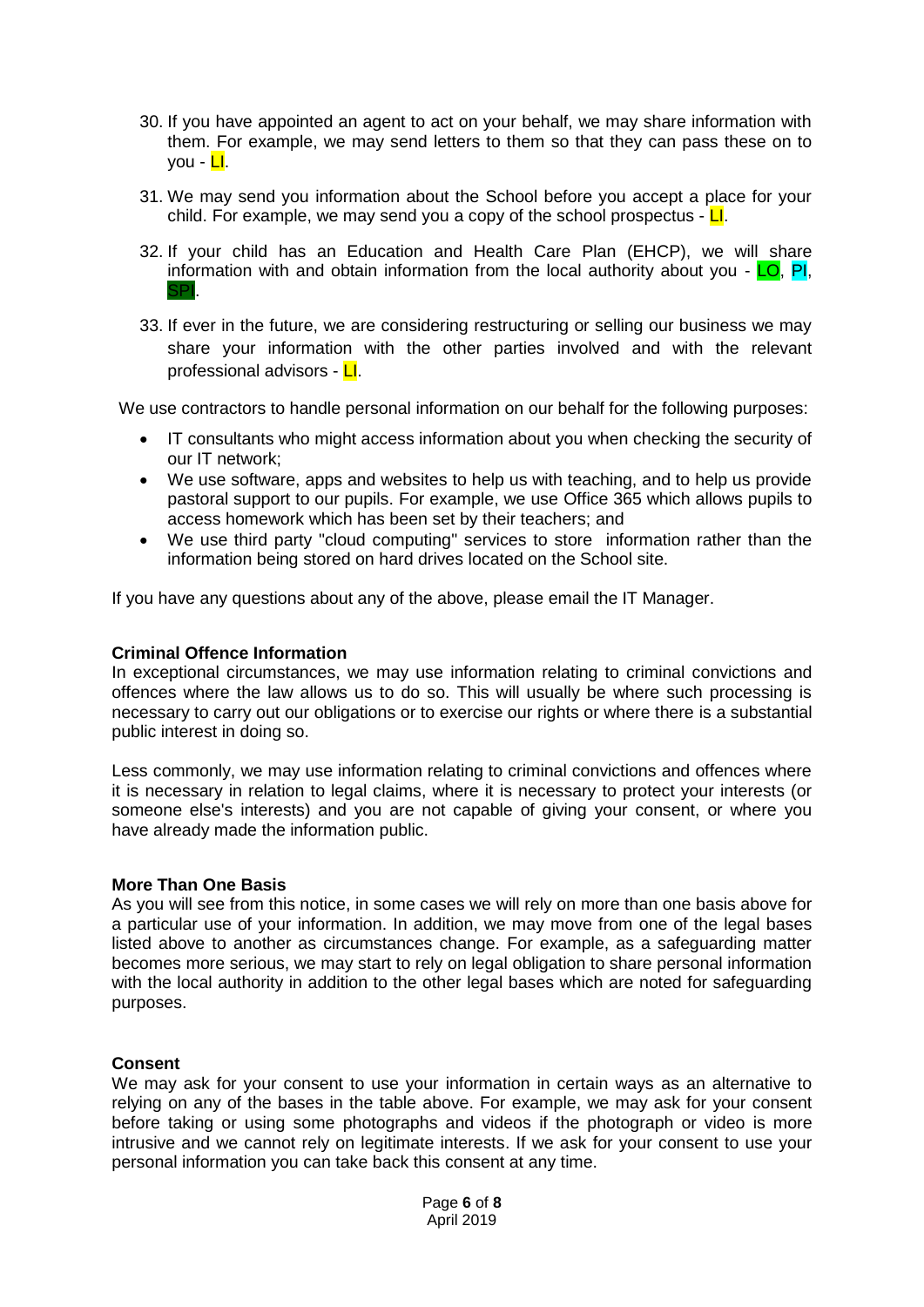30. If you have appointed an agent to act on your behalf, we may share information with them. For example, we may send letters to them so that they can pass these on to you - LI.

31. We may send you information about the School before you accept a place for your child. For example, we may send you a copy of the school prospectus - LI.

32. If your child has an Education and Health Care Plan (EHCP), we will share information with and obtain information from the local authority about you - LO, PI, SPI.

33. If ever in the future, we are considering restructuring or selling our business we may share your information with the other parties involved and with the relevant professional advisors - LI.

We use contractors to handle personal information on our behalf for the following purposes:

- IT consultants who might access information about you when checking the security of our IT network;
- We use software, apps and websites to help us with teaching, and to help us provide pastoral support to our pupils. For example, we use Office 365 which allows pupils to access homework which has been set by their teachers; and
- We use third party "cloud computing" services to store information rather than the information being stored on hard drives located on the School site.

If you have any questions about any of the above, please email the IT Manager.

**Criminal Offence Information**

In exceptional circumstances, we may use information relating to criminal convictions and offences where the law allows us to do so. This will usually be where such processing is necessary to carry out our obligations or to exercise our rights or where there is a substantial public interest in doing so.

Less commonly, we may use information relating to criminal convictions and offences where it is necessary in relation to legal claims, where it is necessary to protect your interests (or someone else's interests) and you are not capable of giving your consent, or where you have already made the information public.

**More Than One Basis**

As you will see from this notice, in some cases we will rely on more than one basis above for a particular use of your information. In addition, we may move from one of the legal bases listed above to another as circumstances change. For example, as a safeguarding matter becomes more serious, we may start to rely on legal obligation to share personal information with the local authority in addition to the other legal bases which are noted for safeguarding purposes.

**Consent**

We may ask for your consent to use your information in certain ways as an alternative to relying on any of the bases in the table above. For example, we may ask for your consent before taking or using some photographs and videos if the photograph or video is more intrusive and we cannot rely on legitimate interests. If we ask for your consent to use your personal information you can take back this consent at any time.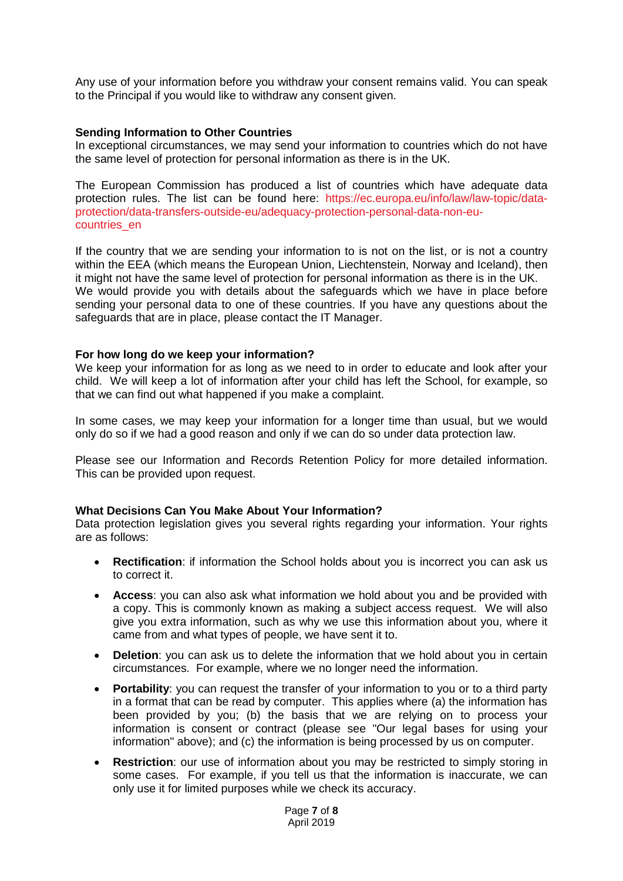Any use of your information before you withdraw your consent remains valid. You can speak to the Principal if you would like to withdraw any consent given.

**Sending Information to Other Countries**

In exceptional circumstances, we may send your information to countries which do not have the same level of protection for personal information as there is in the UK.

The European Commission has produced a list of countries which have adequate data protection rules. The list can be found here: https://ec.europa.eu/info/law/law-topic/data-protection/data-transfers-outside-eu/adequacy-protection-personal-data-non-eu-countries_en

If the country that we are sending your information to is not on the list, or is not a country within the EEA (which means the European Union, Liechtenstein, Norway and Iceland), then it might not have the same level of protection for personal information as there is in the UK. We would provide you with details about the safeguards which we have in place before sending your personal data to one of these countries. If you have any questions about the safeguards that are in place, please contact the IT Manager.

**For how long do we keep your information?**

We keep your information for as long as we need to in order to educate and look after your child. We will keep a lot of information after your child has left the School, for example, so that we can find out what happened if you make a complaint.

In some cases, we may keep your information for a longer time than usual, but we would only do so if we had a good reason and only if we can do so under data protection law.

Please see our Information and Records Retention Policy for more detailed information. This can be provided upon request.

**What Decisions Can You Make About Your Information?**

Data protection legislation gives you several rights regarding your information. Your rights are as follows:

- **Rectification**: if information the School holds about you is incorrect you can ask us to correct it.
- **Access**: you can also ask what information we hold about you and be provided with a copy. This is commonly known as making a subject access request. We will also give you extra information, such as why we use this information about you, where it came from and what types of people, we have sent it to.
- **Deletion**: you can ask us to delete the information that we hold about you in certain circumstances. For example, where we no longer need the information.
- **Portability**: you can request the transfer of your information to you or to a third party in a format that can be read by computer. This applies where (a) the information has been provided by you; (b) the basis that we are relying on to process your information is consent or contract (please see "Our legal bases for using your information" above); and (c) the information is being processed by us on computer.
- **Restriction**: our use of information about you may be restricted to simply storing in some cases. For example, if you tell us that the information is inaccurate, we can only use it for limited purposes while we check its accuracy.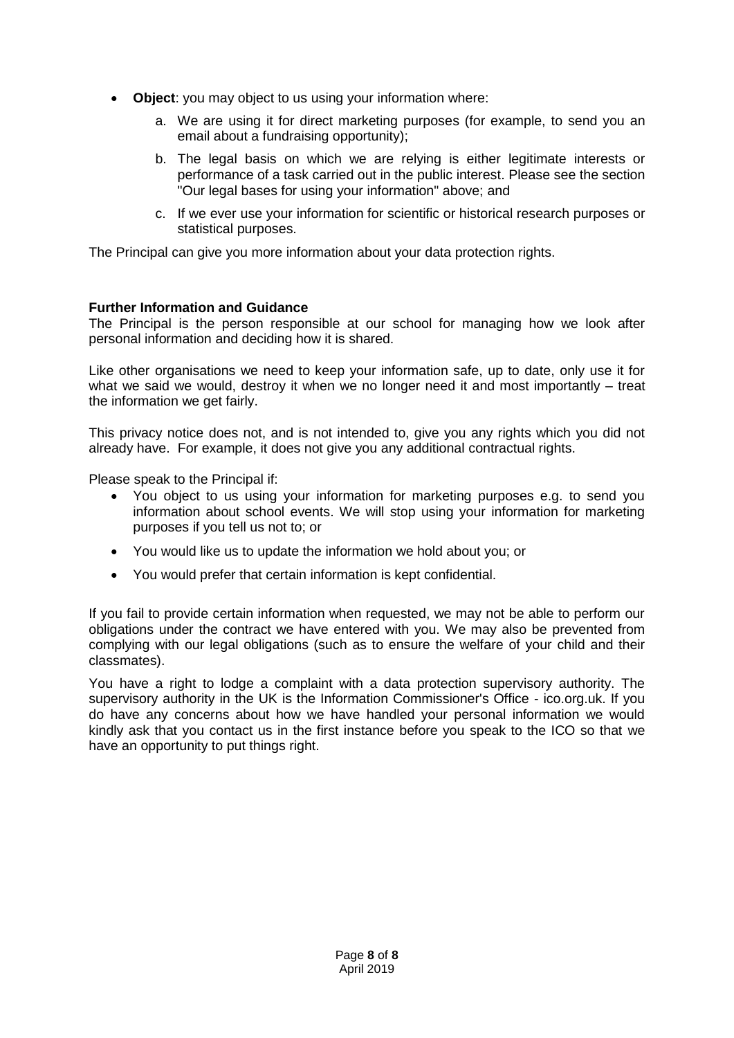- **Object**: you may object to us using your information where:
    a. We are using it for direct marketing purposes (for example, to send you an email about a fundraising opportunity);
    b. The legal basis on which we are relying is either legitimate interests or performance of a task carried out in the public interest. Please see the section "Our legal bases for using your information" above; and
    c. If we ever use your information for scientific or historical research purposes or statistical purposes.

The Principal can give you more information about your data protection rights.

**Further Information and Guidance**

The Principal is the person responsible at our school for managing how we look after personal information and deciding how it is shared.

Like other organisations we need to keep your information safe, up to date, only use it for what we said we would, destroy it when we no longer need it and most importantly – treat the information we get fairly.

This privacy notice does not, and is not intended to, give you any rights which you did not already have. For example, it does not give you any additional contractual rights.

Please speak to the Principal if:

- You object to us using your information for marketing purposes e.g. to send you information about school events. We will stop using your information for marketing purposes if you tell us not to; or
- You would like us to update the information we hold about you; or
- You would prefer that certain information is kept confidential.

If you fail to provide certain information when requested, we may not be able to perform our obligations under the contract we have entered with you. We may also be prevented from complying with our legal obligations (such as to ensure the welfare of your child and their classmates).

You have a right to lodge a complaint with a data protection supervisory authority. The supervisory authority in the UK is the Information Commissioner's Office - ico.org.uk. If you do have any concerns about how we have handled your personal information we would kindly ask that you contact us in the first instance before you speak to the ICO so that we have an opportunity to put things right.

April 2019